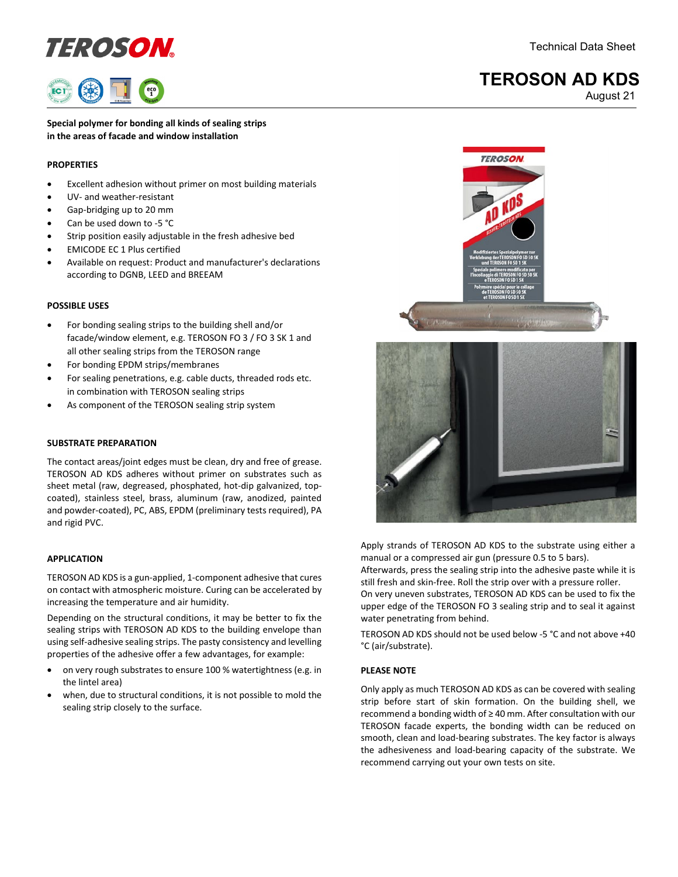# TEROSON AD KDS

Technical Data Sheet

August 21

**Special polymer for bonding all kinds of sealing strips in the areas of facade and window installation**

## PROPERTIES

- Excellent adhesion without primer on most building materials
- UV- and weather-resistant
- Gap-bridging up to 20 mm
- Can be used down to -5 °C
- Strip position easily adjustable in the fresh adhesive bed
- EMICODE EC 1 Plus certified
- Available on request: Product and manufacturer's declarations according to DGNB, LEED and BREEAM

## POSSIBLE USES

- For bonding sealing strips to the building shell and/or facade/window element, e.g. TEROSON FO 3 / FO 3 SK 1 and all other sealing strips from the TEROSON range
- For bonding EPDM strips/membranes
- For sealing penetrations, e.g. cable ducts, threaded rods etc. in combination with TEROSON sealing strips
- As component of the TEROSON sealing strip system

## SUBSTRATE PREPARATION

The contact areas/joint edges must be clean, dry and free of grease. TEROSON AD KDS adheres without primer on substrates such as sheet metal (raw, degreased, phosphated, hot-dip galvanized, top-coated), stainless steel, brass, aluminum (raw, anodized, painted and powder-coated), PC, ABS, EPDM (preliminary tests required), PA and rigid PVC.

## APPLICATION

TEROSON AD KDS is a gun-applied, 1-component adhesive that cures on contact with atmospheric moisture. Curing can be accelerated by increasing the temperature and air humidity.

Depending on the structural conditions, it may be better to fix the sealing strips with TEROSON AD KDS to the building envelope than using self-adhesive sealing strips. The pasty consistency and levelling properties of the adhesive offer a few advantages, for example:

- on very rough substrates to ensure 100 % watertightness (e.g. in the lintel area)
- when, due to structural conditions, it is not possible to mold the sealing strip closely to the surface.

Apply strands of TEROSON AD KDS to the substrate using either a manual or a compressed air gun (pressure 0.5 to 5 bars).
Afterwards, press the sealing strip into the adhesive paste while it is still fresh and skin-free. Roll the strip over with a pressure roller.
On very uneven substrates, TEROSON AD KDS can be used to fix the upper edge of the TEROSON FO 3 sealing strip and to seal it against water penetrating from behind.

TEROSON AD KDS should not be used below -5 °C and not above +40 °C (air/substrate).

## PLEASE NOTE

Only apply as much TEROSON AD KDS as can be covered with sealing strip before start of skin formation. On the building shell, we recommend a bonding width of ≥ 40 mm. After consultation with our TEROSON facade experts, the bonding width can be reduced on smooth, clean and load-bearing substrates. The key factor is always the adhesiveness and load-bearing capacity of the substrate. We recommend carrying out your own tests on site.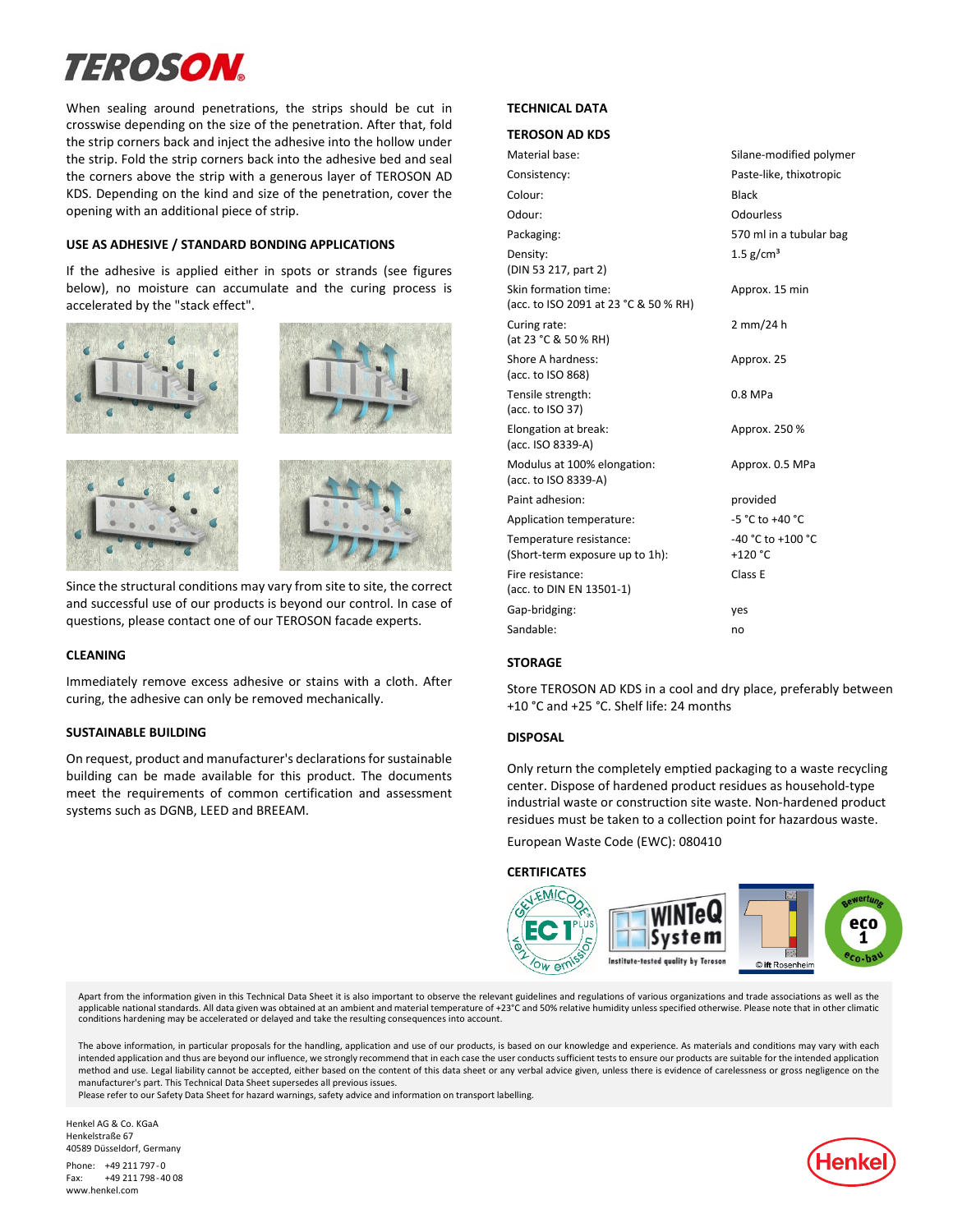When sealing around penetrations, the strips should be cut in crosswise depending on the size of the penetration. After that, fold the strip corners back and inject the adhesive into the hollow under the strip. Fold the strip corners back into the adhesive bed and seal the corners above the strip with a generous layer of TEROSON AD KDS. Depending on the kind and size of the penetration, cover the opening with an additional piece of strip.

## USE AS ADHESIVE / STANDARD BONDING APPLICATIONS

If the adhesive is applied either in spots or strands (see figures below), no moisture can accumulate and the curing process is accelerated by the "stack effect".

Since the structural conditions may vary from site to site, the correct and successful use of our products is beyond our control. In case of questions, please contact one of our TEROSON facade experts.

## CLEANING

Immediately remove excess adhesive or stains with a cloth. After curing, the adhesive can only be removed mechanically.

## SUSTAINABLE BUILDING

On request, product and manufacturer's declarations for sustainable building can be made available for this product. The documents meet the requirements of common certification and assessment systems such as DGNB, LEED and BREEAM.

## TECHNICAL DATA

### TEROSON AD KDS

| | |
|---|---|
| Material base: | Silane-modified polymer |
| Consistency: | Paste-like, thixotropic |
| Colour: | Black |
| Odour: | Odourless |
| Packaging: | 570 ml in a tubular bag |
| Density: (DIN 53 217, part 2) | 1.5 g/cm³ |
| Skin formation time: (acc. to ISO 2091 at 23 °C & 50 % RH) | Approx. 15 min |
| Curing rate: (at 23 °C & 50 % RH) | 2 mm/24 h |
| Shore A hardness: (acc. to ISO 868) | Approx. 25 |
| Tensile strength: (acc. to ISO 37) | 0.8 MPa |
| Elongation at break: (acc. ISO 8339-A) | Approx. 250 % |
| Modulus at 100% elongation: (acc. to ISO 8339-A) | Approx. 0.5 MPa |
| Paint adhesion: | provided |
| Application temperature: | -5 °C to +40 °C |
| Temperature resistance: (Short-term exposure up to 1h): | -40 °C to +100 °C +120 °C |
| Fire resistance: (acc. to DIN EN 13501-1) | Class E |
| Gap-bridging: | yes |
| Sandable: | no |

## STORAGE

Store TEROSON AD KDS in a cool and dry place, preferably between +10 °C and +25 °C. Shelf life: 24 months

## DISPOSAL

Only return the completely emptied packaging to a waste recycling center. Dispose of hardened product residues as household-type industrial waste or construction site waste. Non-hardened product residues must be taken to a collection point for hazardous waste.

European Waste Code (EWC): 080410

## CERTIFICATES

Apart from the information given in this Technical Data Sheet it is also important to observe the relevant guidelines and regulations of various organizations and trade associations as well as the applicable national standards. All data given was obtained at an ambient and material temperature of +23°C and 50% relative humidity unless specified otherwise. Please note that in other climatic conditions hardening may be accelerated or delayed and take the resulting consequences into account.

The above information, in particular proposals for the handling, application and use of our products, is based on our knowledge and experience. As materials and conditions may vary with each intended application and thus are beyond our influence, we strongly recommend that in each case the user conducts sufficient tests to ensure our products are suitable for the intended application method and use. Legal liability cannot be accepted, either based on the content of this data sheet or any verbal advice given, unless there is evidence of carelessness or gross negligence on the manufacturer's part. This Technical Data Sheet supersedes all previous issues.
Please refer to our Safety Data Sheet for hazard warnings, safety advice and information on transport labelling.

Henkel AG & Co. KGaA
Henkelstraße 67
40589 Düsseldorf, Germany

Phone: +49 211 797-0
Fax: +49 211 798-40 08
www.henkel.com